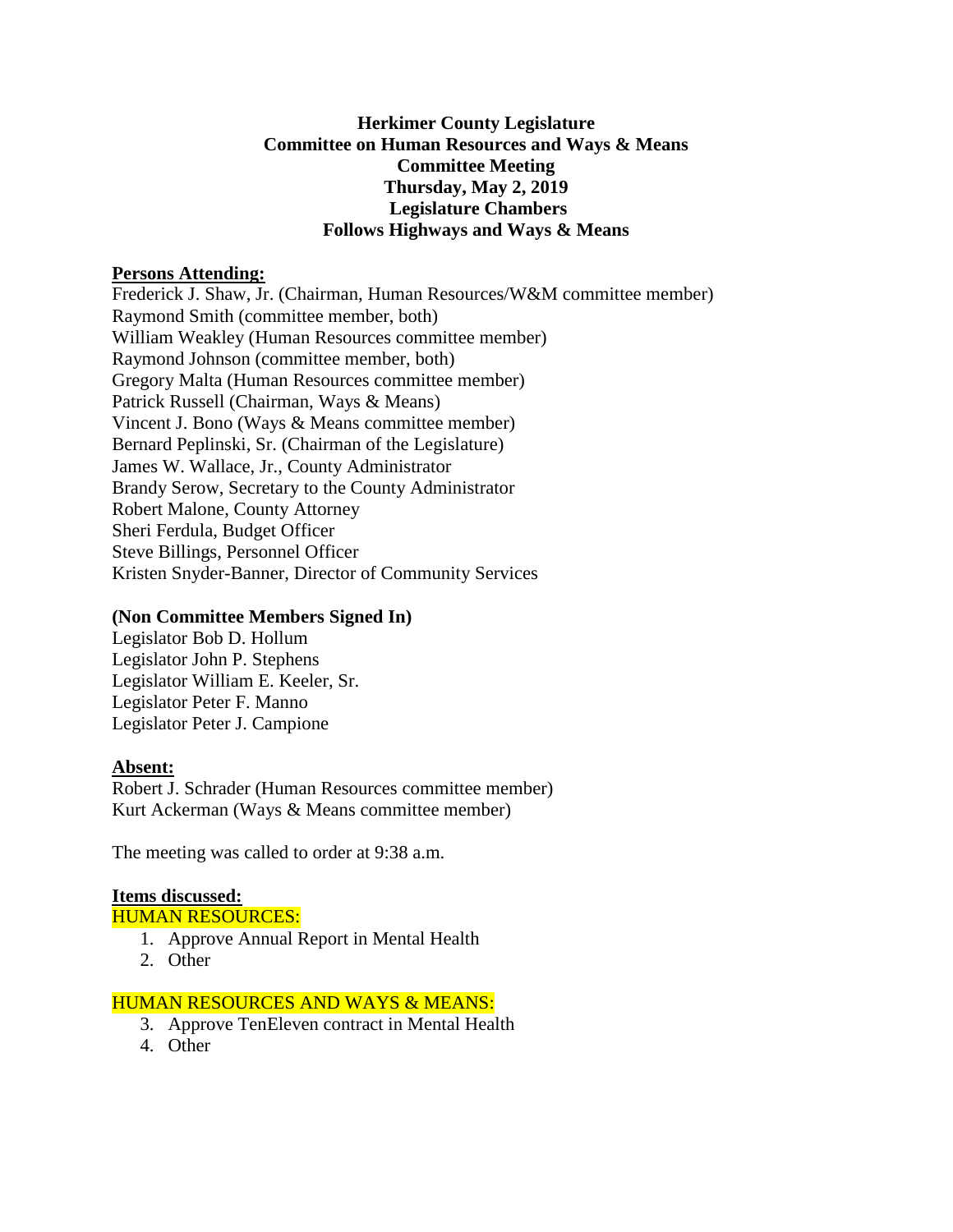**Herkimer County Legislature**
**Committee on Human Resources and Ways & Means**
**Committee Meeting**
**Thursday, May 2, 2019**
**Legislature Chambers**
**Follows Highways and Ways & Means**

**Persons Attending:**

Frederick J. Shaw, Jr. (Chairman, Human Resources/W&M committee member)
Raymond Smith (committee member, both)
William Weakley (Human Resources committee member)
Raymond Johnson (committee member, both)
Gregory Malta (Human Resources committee member)
Patrick Russell (Chairman, Ways & Means)
Vincent J. Bono (Ways & Means committee member)
Bernard Peplinski, Sr. (Chairman of the Legislature)
James W. Wallace, Jr., County Administrator
Brandy Serow, Secretary to the County Administrator
Robert Malone, County Attorney
Sheri Ferdula, Budget Officer
Steve Billings, Personnel Officer
Kristen Snyder-Banner, Director of Community Services

**(Non Committee Members Signed In)**

Legislator Bob D. Hollum
Legislator John P. Stephens
Legislator William E. Keeler, Sr.
Legislator Peter F. Manno
Legislator Peter J. Campione

**Absent:**

Robert J. Schrader (Human Resources committee member)
Kurt Ackerman (Ways & Means committee member)

The meeting was called to order at 9:38 a.m.

**Items discussed:**

HUMAN RESOURCES:

1. Approve Annual Report in Mental Health
2. Other

HUMAN RESOURCES AND WAYS & MEANS:

3. Approve TenEleven contract in Mental Health
4. Other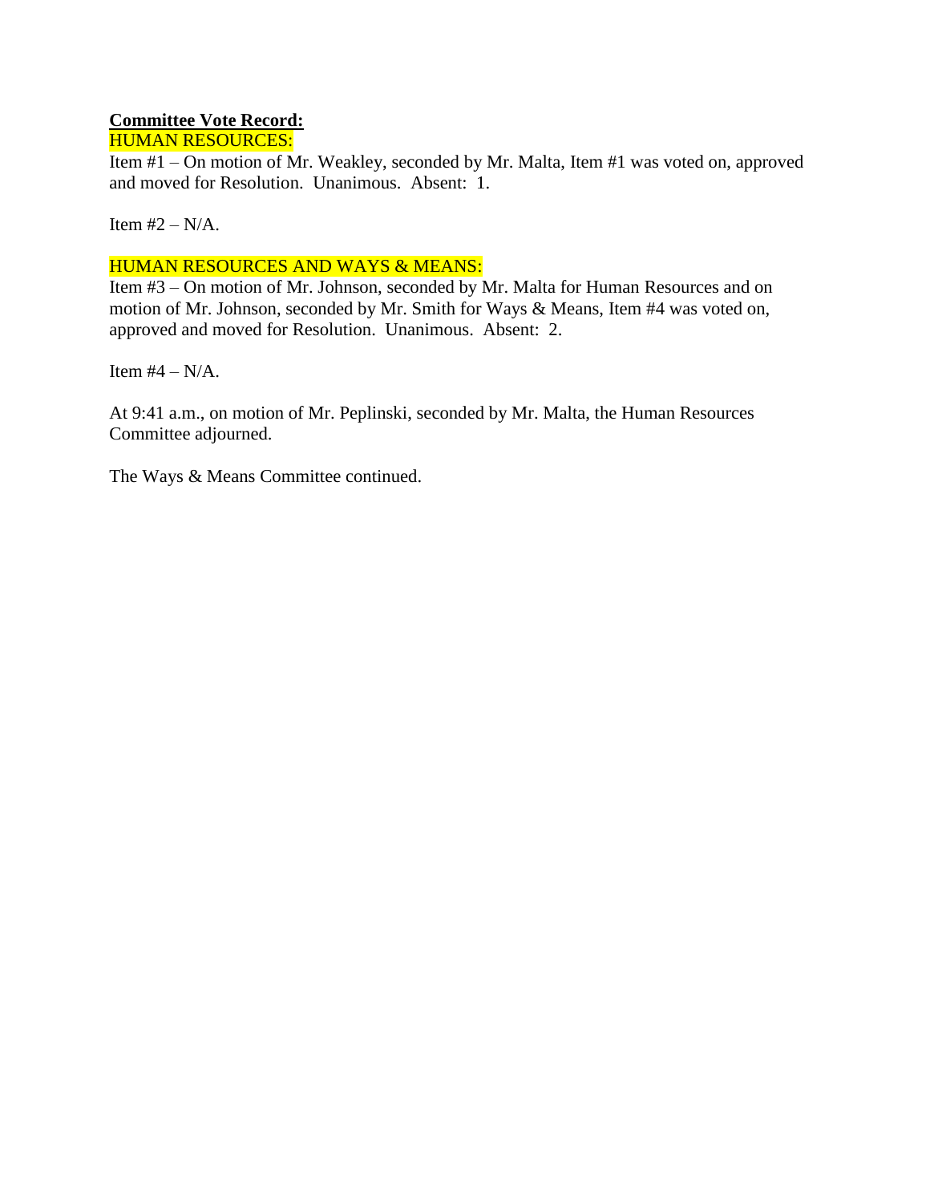**Committee Vote Record:**

HUMAN RESOURCES:

Item #1 – On motion of Mr. Weakley, seconded by Mr. Malta, Item #1 was voted on, approved and moved for Resolution. Unanimous. Absent: 1.

Item #2 – N/A.

HUMAN RESOURCES AND WAYS & MEANS:

Item #3 – On motion of Mr. Johnson, seconded by Mr. Malta for Human Resources and on motion of Mr. Johnson, seconded by Mr. Smith for Ways & Means, Item #4 was voted on, approved and moved for Resolution. Unanimous. Absent: 2.

Item #4 – N/A.

At 9:41 a.m., on motion of Mr. Peplinski, seconded by Mr. Malta, the Human Resources Committee adjourned.

The Ways & Means Committee continued.